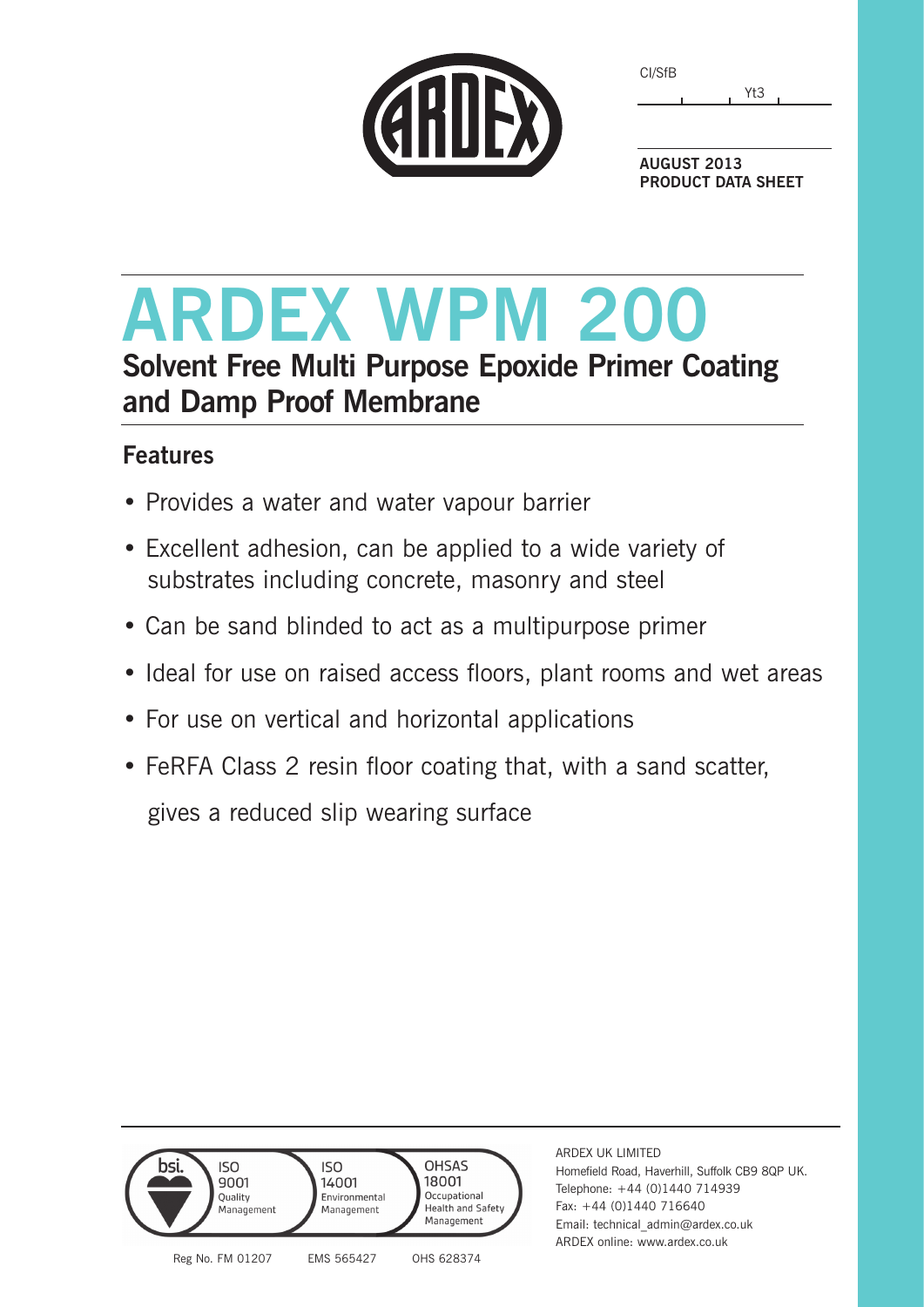CI/SfB

Yt3

**AUGUST 2013**
**PRODUCT DATA SHEET**

# ARDEX WPM 200

## Solvent Free Multi Purpose Epoxide Primer Coating and Damp Proof Membrane

### Features

- Provides a water and water vapour barrier
- Excellent adhesion, can be applied to a wide variety of substrates including concrete, masonry and steel
- Can be sand blinded to act as a multipurpose primer
- Ideal for use on raised access floors, plant rooms and wet areas
- For use on vertical and horizontal applications
- FeRFA Class 2 resin floor coating that, with a sand scatter, gives a reduced slip wearing surface

bsi. ISO 9001 Quality Management — Reg No. FM 01207
ISO 14001 Environmental Management — EMS 565427
OHSAS 18001 Occupational Health and Safety Management — OHS 628374

ARDEX UK LIMITED
Homefield Road, Haverhill, Suffolk CB9 8QP UK.
Telephone: +44 (0)1440 714939
Fax: +44 (0)1440 716640
Email: technical_admin@ardex.co.uk
ARDEX online: www.ardex.co.uk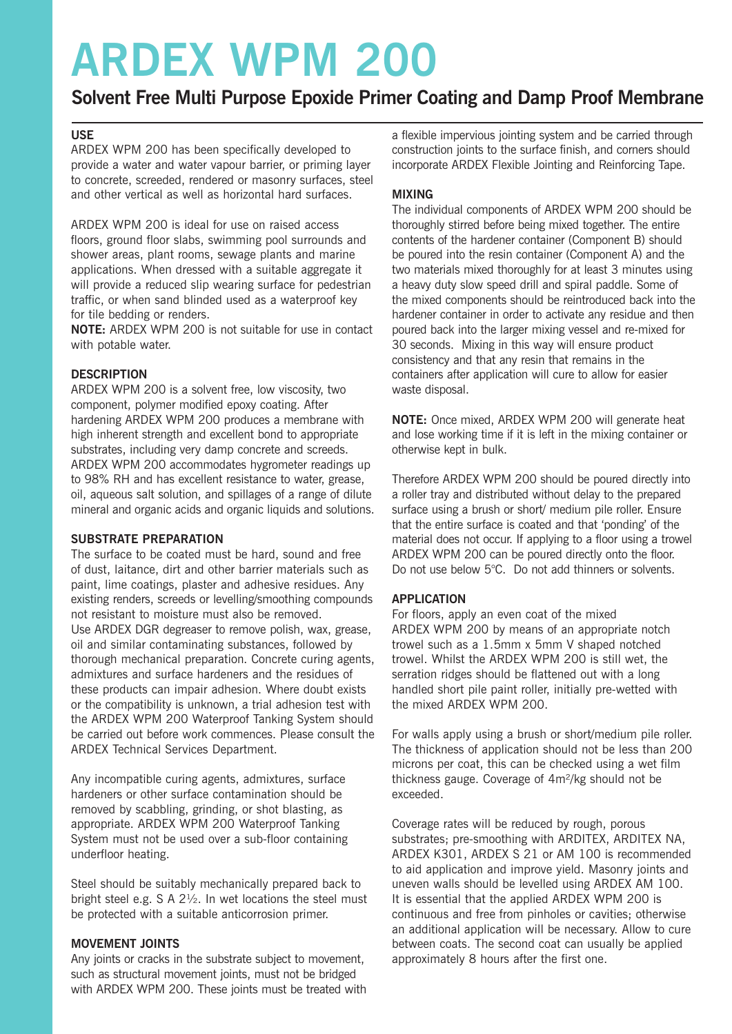# ARDEX WPM 200

## Solvent Free Multi Purpose Epoxide Primer Coating and Damp Proof Membrane

### USE

ARDEX WPM 200 has been specifically developed to provide a water and water vapour barrier, or priming layer to concrete, screeded, rendered or masonry surfaces, steel and other vertical as well as horizontal hard surfaces.

ARDEX WPM 200 is ideal for use on raised access floors, ground floor slabs, swimming pool surrounds and shower areas, plant rooms, sewage plants and marine applications. When dressed with a suitable aggregate it will provide a reduced slip wearing surface for pedestrian traffic, or when sand blinded used as a waterproof key for tile bedding or renders.

**NOTE:** ARDEX WPM 200 is not suitable for use in contact with potable water.

### DESCRIPTION

ARDEX WPM 200 is a solvent free, low viscosity, two component, polymer modified epoxy coating. After hardening ARDEX WPM 200 produces a membrane with high inherent strength and excellent bond to appropriate substrates, including very damp concrete and screeds. ARDEX WPM 200 accommodates hygrometer readings up to 98% RH and has excellent resistance to water, grease, oil, aqueous salt solution, and spillages of a range of dilute mineral and organic acids and organic liquids and solutions.

### SUBSTRATE PREPARATION

The surface to be coated must be hard, sound and free of dust, laitance, dirt and other barrier materials such as paint, lime coatings, plaster and adhesive residues. Any existing renders, screeds or levelling/smoothing compounds not resistant to moisture must also be removed.
Use ARDEX DGR degreaser to remove polish, wax, grease, oil and similar contaminating substances, followed by thorough mechanical preparation. Concrete curing agents, admixtures and surface hardeners and the residues of these products can impair adhesion. Where doubt exists or the compatibility is unknown, a trial adhesion test with the ARDEX WPM 200 Waterproof Tanking System should be carried out before work commences. Please consult the ARDEX Technical Services Department.

Any incompatible curing agents, admixtures, surface hardeners or other surface contamination should be removed by scabbling, grinding, or shot blasting, as appropriate. ARDEX WPM 200 Waterproof Tanking System must not be used over a sub-floor containing underfloor heating.

Steel should be suitably mechanically prepared back to bright steel e.g. S A 2½. In wet locations the steel must be protected with a suitable anticorrosion primer.

### MOVEMENT JOINTS

Any joints or cracks in the substrate subject to movement, such as structural movement joints, must not be bridged with ARDEX WPM 200. These joints must be treated with a flexible impervious jointing system and be carried through construction joints to the surface finish, and corners should incorporate ARDEX Flexible Jointing and Reinforcing Tape.

### MIXING

The individual components of ARDEX WPM 200 should be thoroughly stirred before being mixed together. The entire contents of the hardener container (Component B) should be poured into the resin container (Component A) and the two materials mixed thoroughly for at least 3 minutes using a heavy duty slow speed drill and spiral paddle. Some of the mixed components should be reintroduced back into the hardener container in order to activate any residue and then poured back into the larger mixing vessel and re-mixed for 30 seconds. Mixing in this way will ensure product consistency and that any resin that remains in the containers after application will cure to allow for easier waste disposal.

**NOTE:** Once mixed, ARDEX WPM 200 will generate heat and lose working time if it is left in the mixing container or otherwise kept in bulk.

Therefore ARDEX WPM 200 should be poured directly into a roller tray and distributed without delay to the prepared surface using a brush or short/ medium pile roller. Ensure that the entire surface is coated and that 'ponding' of the material does not occur. If applying to a floor using a trowel ARDEX WPM 200 can be poured directly onto the floor. Do not use below 5°C. Do not add thinners or solvents.

### APPLICATION

For floors, apply an even coat of the mixed ARDEX WPM 200 by means of an appropriate notch trowel such as a 1.5mm x 5mm V shaped notched trowel. Whilst the ARDEX WPM 200 is still wet, the serration ridges should be flattened out with a long handled short pile paint roller, initially pre-wetted with the mixed ARDEX WPM 200.

For walls apply using a brush or short/medium pile roller. The thickness of application should not be less than 200 microns per coat, this can be checked using a wet film thickness gauge. Coverage of $4m^2/kg$ should not be exceeded.

Coverage rates will be reduced by rough, porous substrates; pre-smoothing with ARDITEX, ARDITEX NA, ARDEX K301, ARDEX S 21 or AM 100 is recommended to aid application and improve yield. Masonry joints and uneven walls should be levelled using ARDEX AM 100. It is essential that the applied ARDEX WPM 200 is continuous and free from pinholes or cavities; otherwise an additional application will be necessary. Allow to cure between coats. The second coat can usually be applied approximately 8 hours after the first one.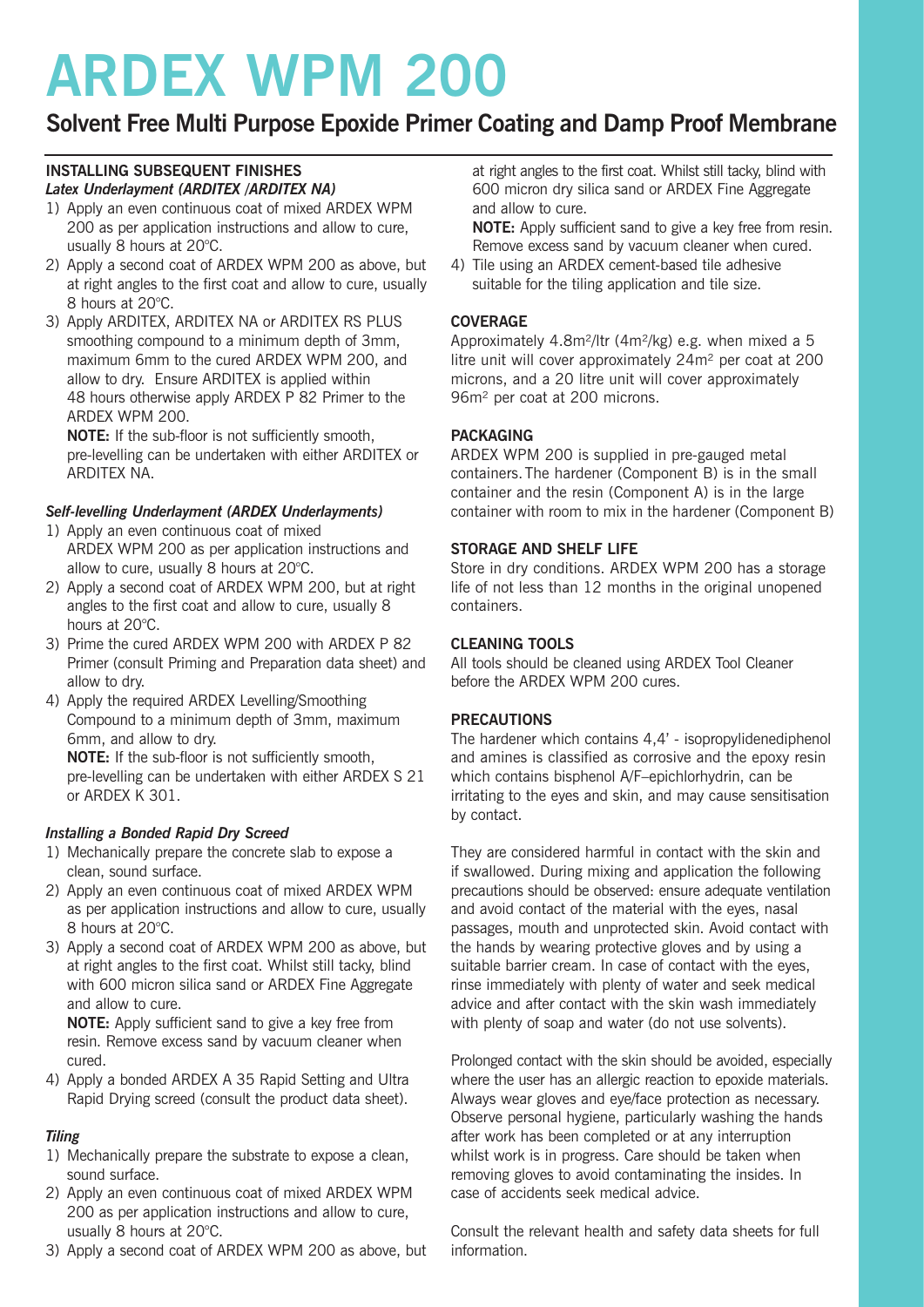# ARDEX WPM 200

## Solvent Free Multi Purpose Epoxide Primer Coating and Damp Proof Membrane

### INSTALLING SUBSEQUENT FINISHES

***Latex Underlayment (ARDITEX /ARDITEX NA)***

1) Apply an even continuous coat of mixed ARDEX WPM 200 as per application instructions and allow to cure, usually 8 hours at 20°C.
2) Apply a second coat of ARDEX WPM 200 as above, but at right angles to the first coat and allow to cure, usually 8 hours at 20°C.
3) Apply ARDITEX, ARDITEX NA or ARDITEX RS PLUS smoothing compound to a minimum depth of 3mm, maximum 6mm to the cured ARDEX WPM 200, and allow to dry. Ensure ARDITEX is applied within 48 hours otherwise apply ARDEX P 82 Primer to the ARDEX WPM 200.

   **NOTE:** If the sub-floor is not sufficiently smooth, pre-levelling can be undertaken with either ARDITEX or ARDITEX NA.

***Self-levelling Underlayment (ARDEX Underlayments)***

1) Apply an even continuous coat of mixed ARDEX WPM 200 as per application instructions and allow to cure, usually 8 hours at 20°C.
2) Apply a second coat of ARDEX WPM 200, but at right angles to the first coat and allow to cure, usually 8 hours at 20°C.
3) Prime the cured ARDEX WPM 200 with ARDEX P 82 Primer (consult Priming and Preparation data sheet) and allow to dry.
4) Apply the required ARDEX Levelling/Smoothing Compound to a minimum depth of 3mm, maximum 6mm, and allow to dry.

   **NOTE:** If the sub-floor is not sufficiently smooth, pre-levelling can be undertaken with either ARDEX S 21 or ARDEX K 301.

***Installing a Bonded Rapid Dry Screed***

1) Mechanically prepare the concrete slab to expose a clean, sound surface.
2) Apply an even continuous coat of mixed ARDEX WPM as per application instructions and allow to cure, usually 8 hours at 20°C.
3) Apply a second coat of ARDEX WPM 200 as above, but at right angles to the first coat. Whilst still tacky, blind with 600 micron silica sand or ARDEX Fine Aggregate and allow to cure.

   **NOTE:** Apply sufficient sand to give a key free from resin. Remove excess sand by vacuum cleaner when cured.
4) Apply a bonded ARDEX A 35 Rapid Setting and Ultra Rapid Drying screed (consult the product data sheet).

***Tiling***

1) Mechanically prepare the substrate to expose a clean, sound surface.
2) Apply an even continuous coat of mixed ARDEX WPM 200 as per application instructions and allow to cure, usually 8 hours at 20°C.
3) Apply a second coat of ARDEX WPM 200 as above, but at right angles to the first coat. Whilst still tacky, blind with 600 micron dry silica sand or ARDEX Fine Aggregate and allow to cure.

   **NOTE:** Apply sufficient sand to give a key free from resin. Remove excess sand by vacuum cleaner when cured.
4) Tile using an ARDEX cement-based tile adhesive suitable for the tiling application and tile size.

### COVERAGE

Approximately 4.8m²/ltr (4m²/kg) e.g. when mixed a 5 litre unit will cover approximately 24m² per coat at 200 microns, and a 20 litre unit will cover approximately 96m² per coat at 200 microns.

### PACKAGING

ARDEX WPM 200 is supplied in pre-gauged metal containers. The hardener (Component B) is in the small container and the resin (Component A) is in the large container with room to mix in the hardener (Component B)

### STORAGE AND SHELF LIFE

Store in dry conditions. ARDEX WPM 200 has a storage life of not less than 12 months in the original unopened containers.

### CLEANING TOOLS

All tools should be cleaned using ARDEX Tool Cleaner before the ARDEX WPM 200 cures.

### PRECAUTIONS

The hardener which contains 4,4' - isopropylidenediphenol and amines is classified as corrosive and the epoxy resin which contains bisphenol A/F–epichlorhydrin, can be irritating to the eyes and skin, and may cause sensitisation by contact.

They are considered harmful in contact with the skin and if swallowed. During mixing and application the following precautions should be observed: ensure adequate ventilation and avoid contact of the material with the eyes, nasal passages, mouth and unprotected skin. Avoid contact with the hands by wearing protective gloves and by using a suitable barrier cream. In case of contact with the eyes, rinse immediately with plenty of water and seek medical advice and after contact with the skin wash immediately with plenty of soap and water (do not use solvents).

Prolonged contact with the skin should be avoided, especially where the user has an allergic reaction to epoxide materials. Always wear gloves and eye/face protection as necessary. Observe personal hygiene, particularly washing the hands after work has been completed or at any interruption whilst work is in progress. Care should be taken when removing gloves to avoid contaminating the insides. In case of accidents seek medical advice.

Consult the relevant health and safety data sheets for full information.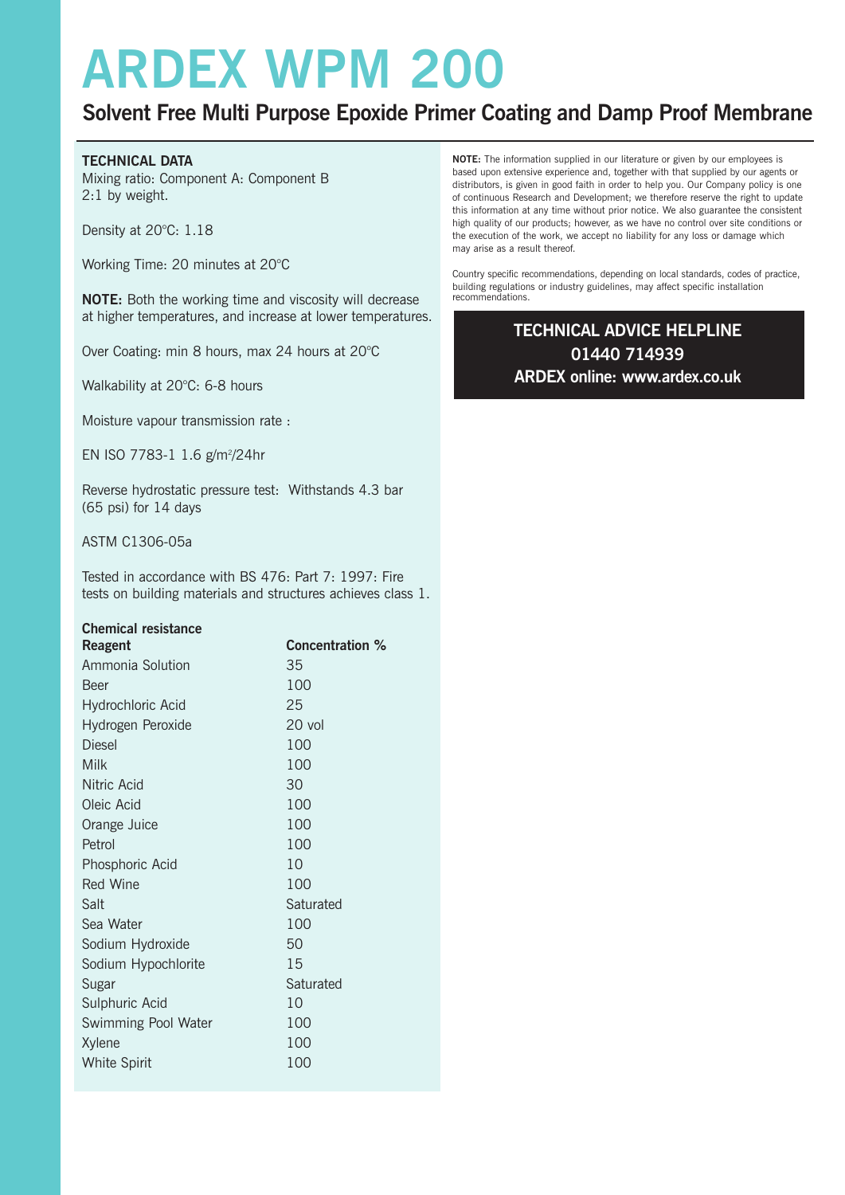# ARDEX WPM 200

## Solvent Free Multi Purpose Epoxide Primer Coating and Damp Proof Membrane

**TECHNICAL DATA**

Mixing ratio: Component A: Component B
2:1 by weight.

Density at 20°C: 1.18

Working Time: 20 minutes at 20°C

**NOTE:** Both the working time and viscosity will decrease at higher temperatures, and increase at lower temperatures.

Over Coating: min 8 hours, max 24 hours at 20°C

Walkability at 20°C: 6-8 hours

Moisture vapour transmission rate :

EN ISO 7783-1 1.6 g/m$^2$/24hr

Reverse hydrostatic pressure test: Withstands 4.3 bar (65 psi) for 14 days

ASTM C1306-05a

Tested in accordance with BS 476: Part 7: 1997: Fire tests on building materials and structures achieves class 1.

**Chemical resistance**

| **Reagent** | **Concentration %** |
|---|---|
| Ammonia Solution | 35 |
| Beer | 100 |
| Hydrochloric Acid | 25 |
| Hydrogen Peroxide | 20 vol |
| Diesel | 100 |
| Milk | 100 |
| Nitric Acid | 30 |
| Oleic Acid | 100 |
| Orange Juice | 100 |
| Petrol | 100 |
| Phosphoric Acid | 10 |
| Red Wine | 100 |
| Salt | Saturated |
| Sea Water | 100 |
| Sodium Hydroxide | 50 |
| Sodium Hypochlorite | 15 |
| Sugar | Saturated |
| Sulphuric Acid | 10 |
| Swimming Pool Water | 100 |
| Xylene | 100 |
| White Spirit | 100 |

**NOTE:** The information supplied in our literature or given by our employees is based upon extensive experience and, together with that supplied by our agents or distributors, is given in good faith in order to help you. Our Company policy is one of continuous Research and Development; we therefore reserve the right to update this information at any time without prior notice. We also guarantee the consistent high quality of our products; however, as we have no control over site conditions or the execution of the work, we accept no liability for any loss or damage which may arise as a result thereof.

Country specific recommendations, depending on local standards, codes of practice, building regulations or industry guidelines, may affect specific installation recommendations.

**TECHNICAL ADVICE HELPLINE**
**01440 714939**
**ARDEX online: www.ardex.co.uk**